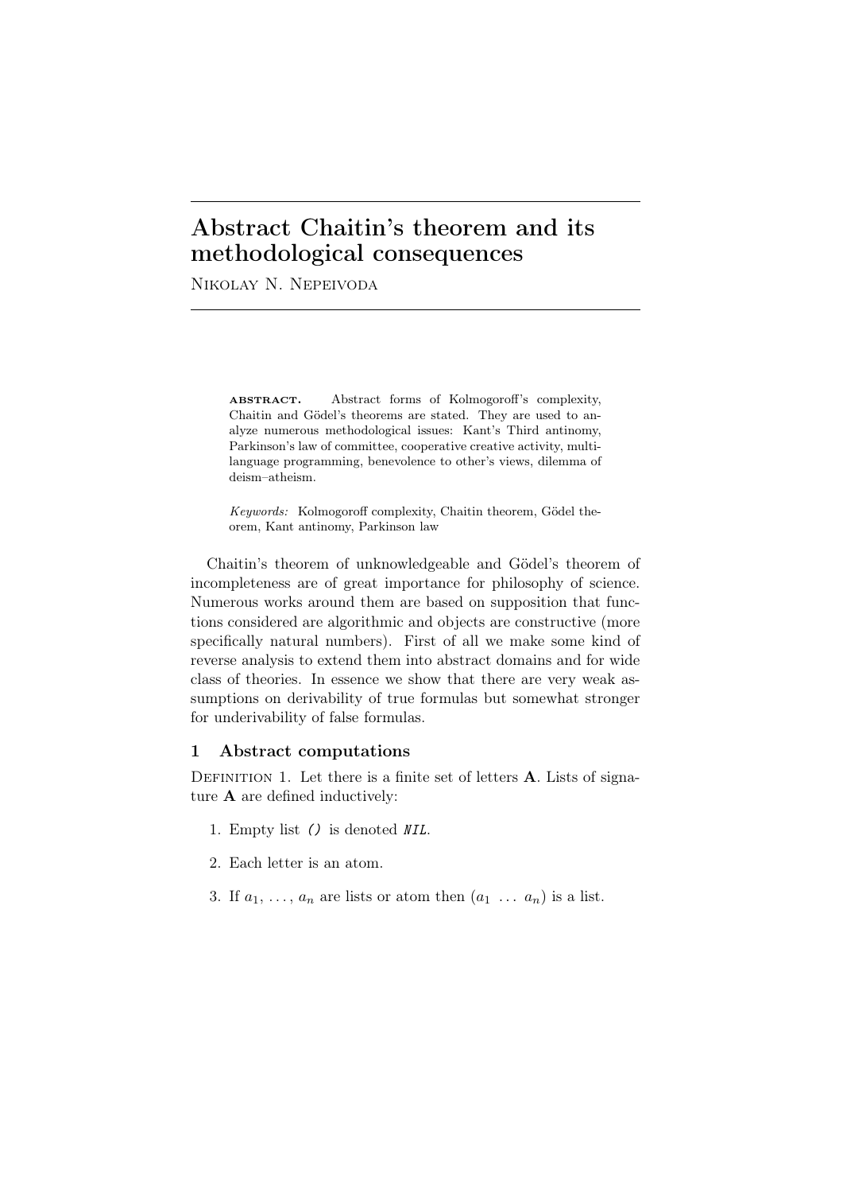# Abstract Chaitin's theorem and its methodological consequences

Nikolay N. Nepeivoda

**abstract.** Abstract forms of Kolmogoroff's complexity, Chaitin and Gödel's theorems are stated. They are used to analyze numerous methodological issues: Kant's Third antinomy, Parkinson's law of committee, cooperative creative activity, multi-language programming, benevolence to other's views, dilemma of deism–atheism.

*Keywords:* Kolmogoroff complexity, Chaitin theorem, Gödel theorem, Kant antinomy, Parkinson law

Chaitin's theorem of unknowledgeable and Gödel's theorem of incompleteness are of great importance for philosophy of science. Numerous works around them are based on supposition that functions considered are algorithmic and objects are constructive (more specifically natural numbers). First of all we make some kind of reverse analysis to extend them into abstract domains and for wide class of theories. In essence we show that there are very weak assumptions on derivability of true formulas but somewhat stronger for underivability of false formulas.

## 1 Abstract computations

Definition 1. Let there is a finite set of letters **A**. Lists of signature **A** are defined inductively:

1. Empty list `()` is denoted `NIL`.
2. Each letter is an atom.
3. If $a_1, \ldots, a_n$ are lists or atom then $(a_1 \ \ldots \ a_n)$ is a list.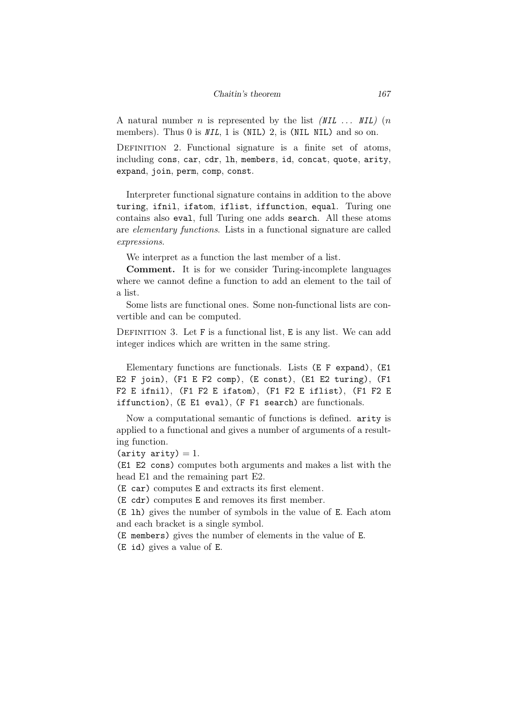A natural number $n$ is represented by the list *(NIL ... NIL)* ($n$ members). Thus 0 is *NIL*, 1 is (NIL) 2, is (NIL NIL) and so on.

Definition 2. Functional signature is a finite set of atoms, including cons, car, cdr, lh, members, id, concat, quote, arity, expand, join, perm, comp, const.

Interpreter functional signature contains in addition to the above turing, ifnil, ifatom, iflist, iffunction, equal. Turing one contains also eval, full Turing one adds search. All these atoms are *elementary functions*. Lists in a functional signature are called *expressions*.

We interpret as a function the last member of a list.

**Comment.** It is for we consider Turing-incomplete languages where we cannot define a function to add an element to the tail of a list.

Some lists are functional ones. Some non-functional lists are convertible and can be computed.

Definition 3. Let F is a functional list, E is any list. We can add integer indices which are written in the same string.

Elementary functions are functionals. Lists (E F expand), (E1 E2 F join), (F1 E F2 comp), (E const), (E1 E2 turing), (F1 F2 E ifnil), (F1 F2 E ifatom), (F1 F2 E iflist), (F1 F2 E iffunction), (E E1 eval), (F F1 search) are functionals.

Now a computational semantic of functions is defined. arity is applied to a functional and gives a number of arguments of a resulting function.

(arity arity) = 1.

(E1 E2 cons) computes both arguments and makes a list with the head E1 and the remaining part E2.

(E car) computes E and extracts its first element.

(E cdr) computes E and removes its first member.

(E lh) gives the number of symbols in the value of E. Each atom and each bracket is a single symbol.

(E members) gives the number of elements in the value of E.

(E id) gives a value of E.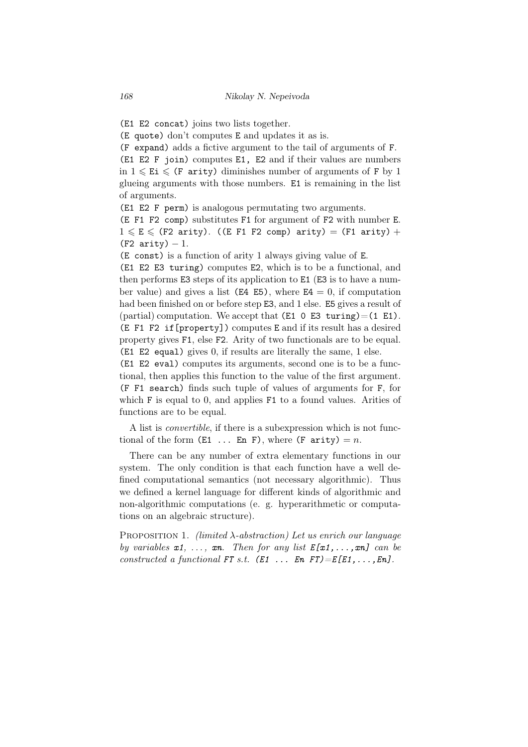`(E1 E2 concat)` joins two lists together.

`(E quote)` don't computes `E` and updates it as is.

`(F expand)` adds a fictive argument to the tail of arguments of `F`.

`(E1 E2 F join)` computes `E1, E2` and if their values are numbers in $1 \leqslant$ `Ei` $\leqslant$ `(F arity)` diminishes number of arguments of `F` by 1 glueing arguments with those numbers. `E1` is remaining in the list of arguments.

`(E1 E2 F perm)` is analogous permutating two arguments.

`(E F1 F2 comp)` substitutes `F1` for argument of `F2` with number `E`. $1 \leqslant$ `E` $\leqslant$ `(F2 arity)`. `((E F1 F2 comp) arity)` = `(F1 arity)` + `(F2 arity)` − 1.

`(E const)` is a function of arity 1 always giving value of `E`.

`(E1 E2 E3 turing)` computes `E2`, which is to be a functional, and then performs `E3` steps of its application to `E1` (`E3` is to have a number value) and gives a list `(E4 E5)`, where `E4` = 0, if computation had been finished on or before step `E3`, and 1 else. `E5` gives a result of (partial) computation. We accept that `(E1 0 E3 turing)`=`(1 E1)`.

`(E F1 F2 if[property])` computes `E` and if its result has a desired property gives `F1`, else `F2`. Arity of two functionals are to be equal.

`(E1 E2 equal)` gives 0, if results are literally the same, 1 else.

`(E1 E2 eval)` computes its arguments, second one is to be a functional, then applies this function to the value of the first argument.

`(F F1 search)` finds such tuple of values of arguments for `F`, for which `F` is equal to 0, and applies `F1` to a found values. Arities of functions are to be equal.

A list is *convertible*, if there is a subexpression which is not functional of the form `(E1 ... En F)`, where `(F arity)` = $n$.

There can be any number of extra elementary functions in our system. The only condition is that each function have a well defined computational semantics (not necessary algorithmic). Thus we defined a kernel language for different kinds of algorithmic and non-algorithmic computations (e. g. hyperarithmetic or computations on an algebraic structure).

Proposition 1. *(limited* $\lambda$*-abstraction) Let us enrich our language by variables* ***x1****, ...,* ***xn****. Then for any list* ***E[x1,...,xn]*** *can be constructed a functional* ***FT*** *s.t.* ***(E1 ... En FT)****=****E[E1,...,En]****.*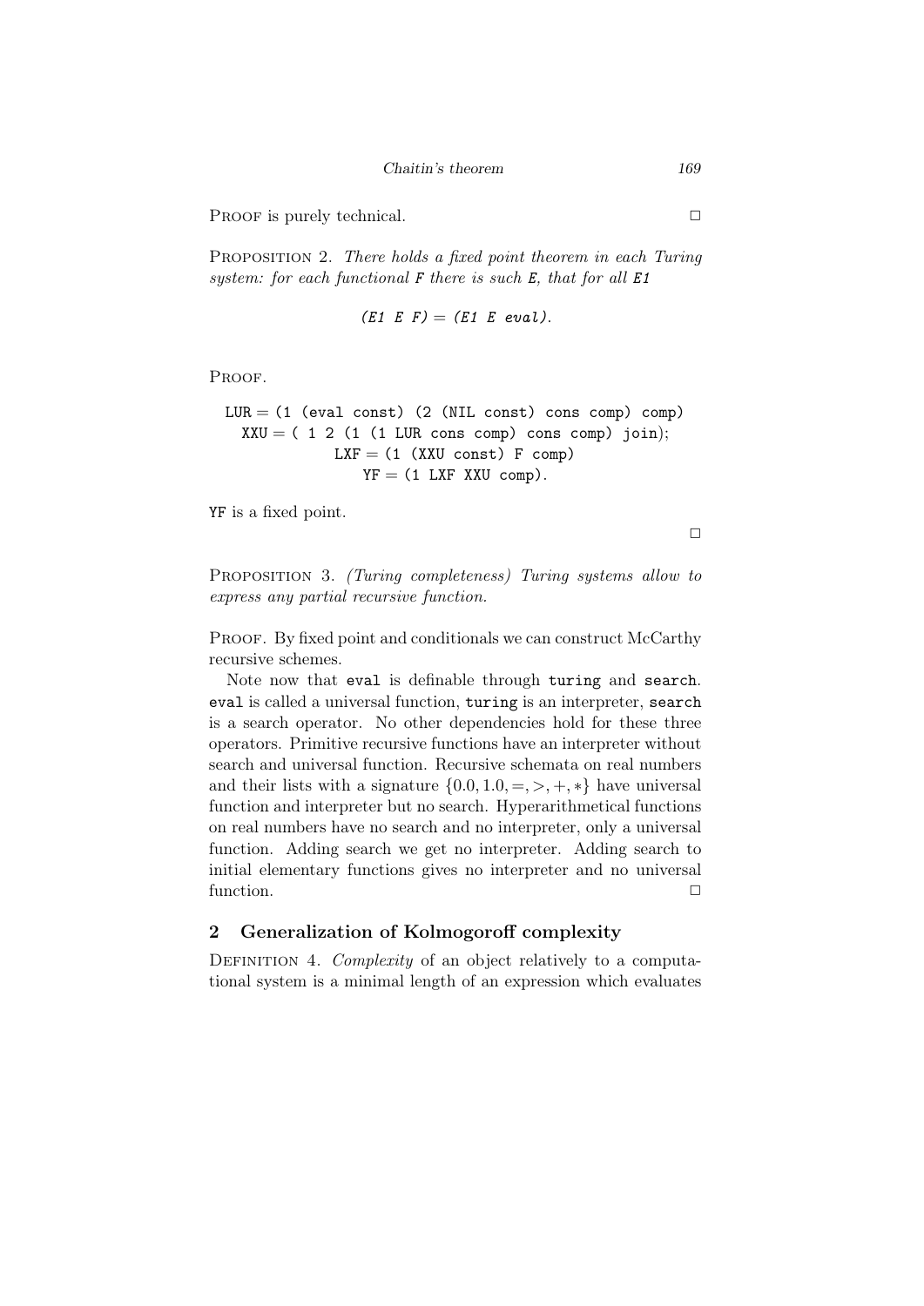PROOF is purely technical. □

PROPOSITION 2. *There holds a fixed point theorem in each Turing system: for each functional* `F` *there is such* `E`*, that for all* `E1`

$$\texttt{(E1 E F)} = \texttt{(E1 E eval)}.$$

PROOF.

```
LUR = (1 (eval const) (2 (NIL const) cons comp) comp)
  XXU = ( 1 2 (1 (1 LUR cons comp) cons comp) join);
            LXF = (1 (XXU const) F comp)
               YF = (1 LXF XXU comp).
```

`YF` is a fixed point.

□

PROPOSITION 3. *(Turing completeness) Turing systems allow to express any partial recursive function.*

PROOF. By fixed point and conditionals we can construct McCarthy recursive schemes.

Note now that `eval` is definable through `turing` and `search`. `eval` is called a universal function, `turing` is an interpreter, `search` is a search operator. No other dependencies hold for these three operators. Primitive recursive functions have an interpreter without search and universal function. Recursive schemata on real numbers and their lists with a signature $\{0.0, 1.0, =, >, +, *\}$ have universal function and interpreter but no search. Hyperarithmetical functions on real numbers have no search and no interpreter, only a universal function. Adding search we get no interpreter. Adding search to initial elementary functions gives no interpreter and no universal function. □

## 2 Generalization of Kolmogoroff complexity

DEFINITION 4. *Complexity* of an object relatively to a computational system is a minimal length of an expression which evaluates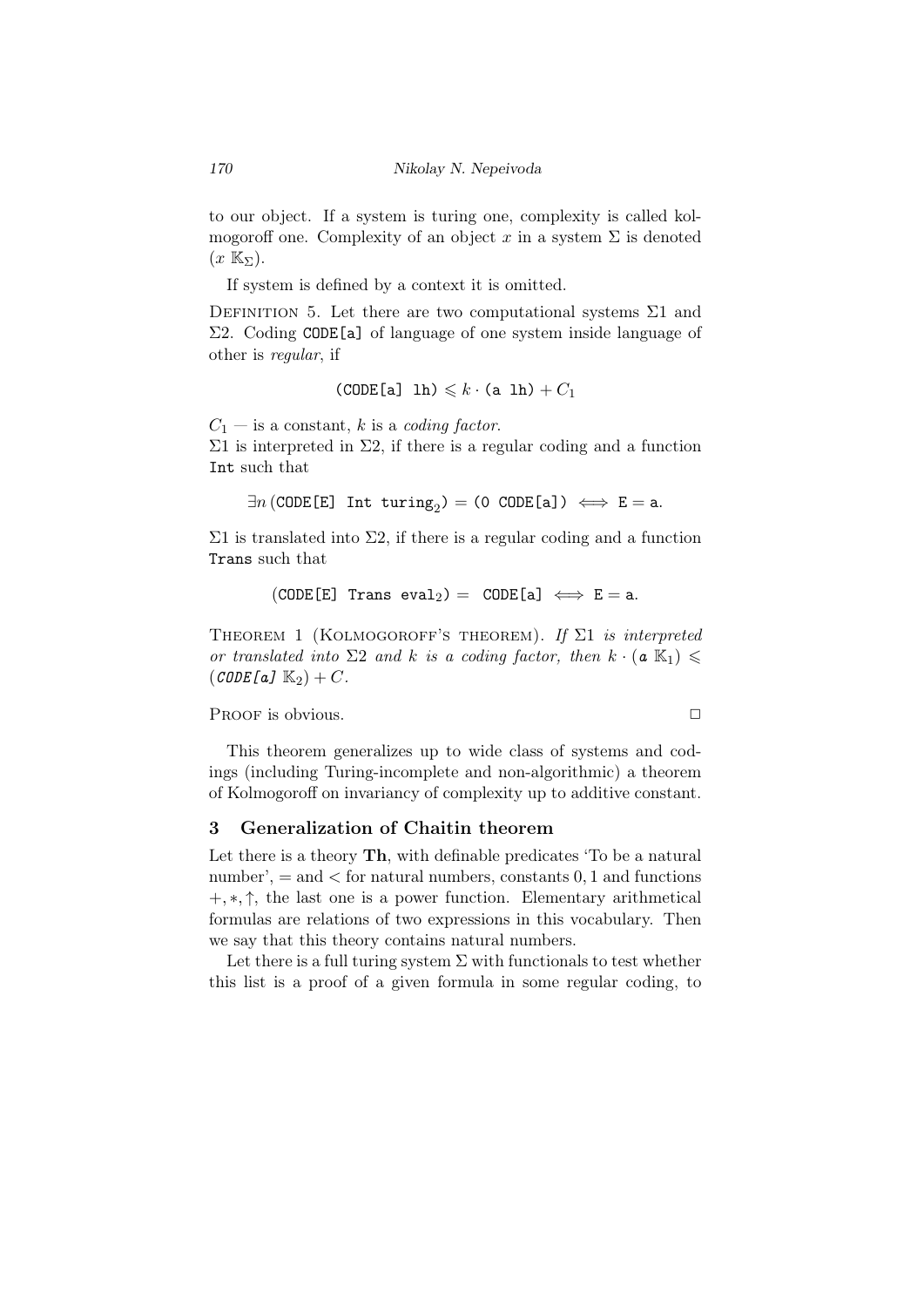to our object. If a system is turing one, complexity is called kolmogoroff one. Complexity of an object $x$ in a system $\Sigma$ is denoted $(x\ \mathbb{K}_\Sigma)$.

If system is defined by a context it is omitted.

Definition 5. Let there are two computational systems $\Sigma1$ and $\Sigma2$. Coding `CODE[a]` of language of one system inside language of other is *regular*, if

$$(\mathtt{CODE[a]\ lh}) \leqslant k \cdot (\mathtt{a\ lh}) + C_1$$

$C_1$ — is a constant, $k$ is a *coding factor*.
$\Sigma1$ is interpreted in $\Sigma2$, if there is a regular coding and a function `Int` such that

$$\exists n\,(\mathtt{CODE[E]\ Int\ turing_2}) = (\mathtt{0\ CODE[a]}) \iff \mathtt{E} = \mathtt{a}.$$

$\Sigma1$ is translated into $\Sigma2$, if there is a regular coding and a function `Trans` such that

$$(\mathtt{CODE[E]\ Trans\ eval_2}) = \ \mathtt{CODE[a]} \iff \mathtt{E} = \mathtt{a}.$$

Theorem 1 (Kolmogoroff's theorem). *If $\Sigma1$ is interpreted or translated into $\Sigma2$ and $k$ is a coding factor, then $k \cdot (\mathtt{a}\ \mathbb{K}_1) \leqslant (\mathtt{CODE[a]}\ \mathbb{K}_2) + C$.*

Proof is obvious. □

This theorem generalizes up to wide class of systems and codings (including Turing-incomplete and non-algorithmic) a theorem of Kolmogoroff on invariancy of complexity up to additive constant.

## 3 Generalization of Chaitin theorem

Let there is a theory **Th**, with definable predicates 'To be a natural number', $=$ and $<$ for natural numbers, constants $0, 1$ and functions $+, *, \uparrow$, the last one is a power function. Elementary arithmetical formulas are relations of two expressions in this vocabulary. Then we say that this theory contains natural numbers.

Let there is a full turing system $\Sigma$ with functionals to test whether this list is a proof of a given formula in some regular coding, to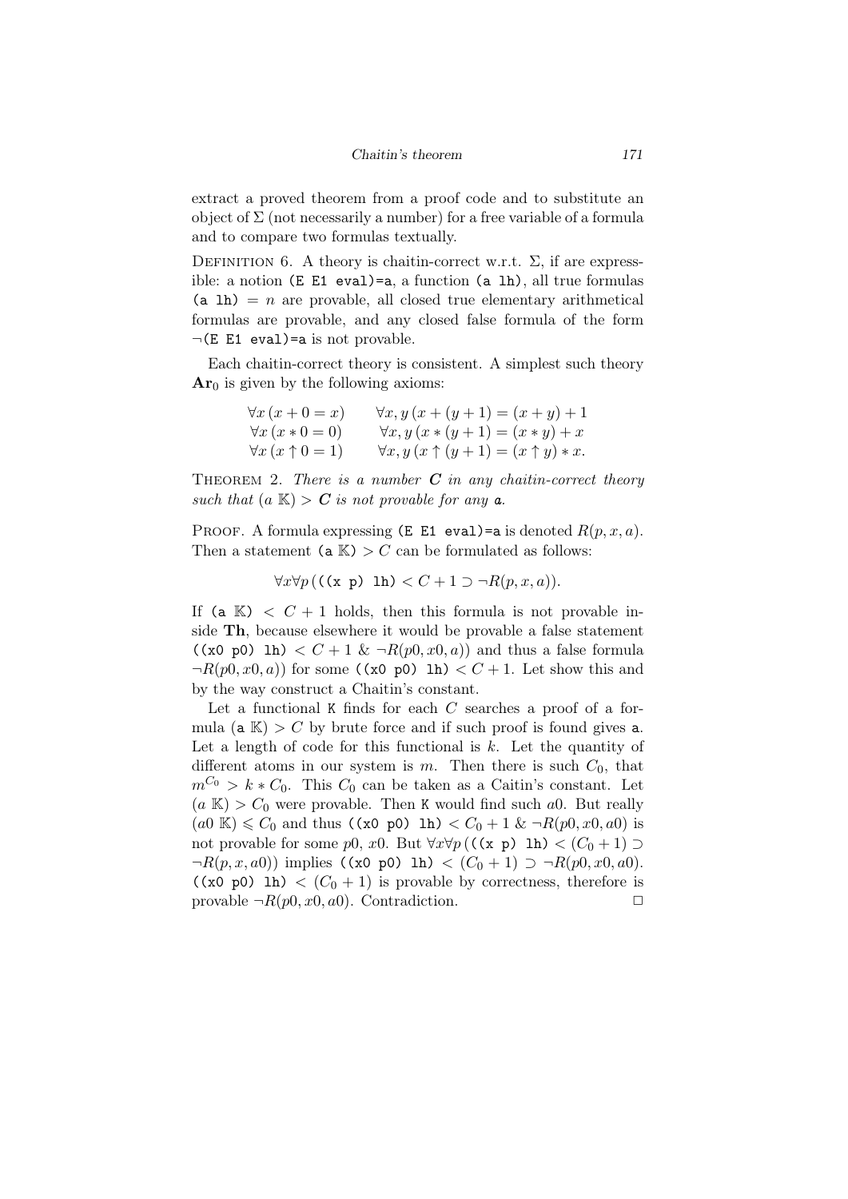extract a proved theorem from a proof code and to substitute an object of $\Sigma$ (not necessarily a number) for a free variable of a formula and to compare two formulas textually.

Definition 6. A theory is chaitin-correct w.r.t. $\Sigma$, if are expressible: a notion `(E E1 eval)=a`, a function `(a lh)`, all true formulas `(a lh)` $= n$ are provable, all closed true elementary arithmetical formulas are provable, and any closed false formula of the form $\neg$`(E E1 eval)=a` is not provable.

Each chaitin-correct theory is consistent. A simplest such theory $\mathbf{Ar}_0$ is given by the following axioms:

$$\begin{array}{ll} \forall x\,(x+0=x) & \forall x,y\,(x+(y+1)=(x+y)+1 \\ \forall x\,(x*0=0) & \forall x,y\,(x*(y+1)=(x*y)+x \\ \forall x\,(x\uparrow 0=1) & \forall x,y\,(x\uparrow(y+1)=(x\uparrow y)*x. \end{array}$$

Theorem 2. *There is a number* $\boldsymbol{C}$ *in any chaitin-correct theory such that* $(a\ \mathbb{K}) > \boldsymbol{C}$ *is not provable for any* `a`.

Proof. A formula expressing `(E E1 eval)=a` is denoted $R(p,x,a)$. Then a statement `(a` $\mathbb{K}$`)` $> C$ can be formulated as follows:

$$\forall x \forall p\,(\texttt{((x p) lh)} < C+1 \supset \neg R(p,x,a)).$$

If `(a` $\mathbb{K}$`)` $< C+1$ holds, then this formula is not provable inside **Th**, because elsewhere it would be provable a false statement `((x0 p0) lh)` $< C+1\ \&\ \neg R(p0,x0,a))$ and thus a false formula $\neg R(p0,x0,a))$ for some `((x0 p0) lh)` $< C+1$. Let show this and by the way construct a Chaitin's constant.

Let a functional `K` finds for each $C$ searches a proof of a formula `(a` $\mathbb{K}$`)` $> C$ by brute force and if such proof is found gives `a`. Let a length of code for this functional is $k$. Let the quantity of different atoms in our system is $m$. Then there is such $C_0$, that $m^{C_0} > k * C_0$. This $C_0$ can be taken as a Caitin's constant. Let $(a\ \mathbb{K}) > C_0$ were provable. Then `K` would find such $a0$. But really $(a0\ \mathbb{K}) \leqslant C_0$ and thus `((x0 p0) lh)` $< C_0+1\ \&\ \neg R(p0,x0,a0)$ is not provable for some $p0$, $x0$. But $\forall x \forall p\,($`((x p) lh)` $< (C_0+1) \supset \neg R(p,x,a0))$ implies `((x0 p0) lh)` $< (C_0+1) \supset \neg R(p0,x0,a0)$. `((x0 p0) lh)` $< (C_0+1)$ is provable by correctness, therefore is provable $\neg R(p0,x0,a0)$. Contradiction. $\square$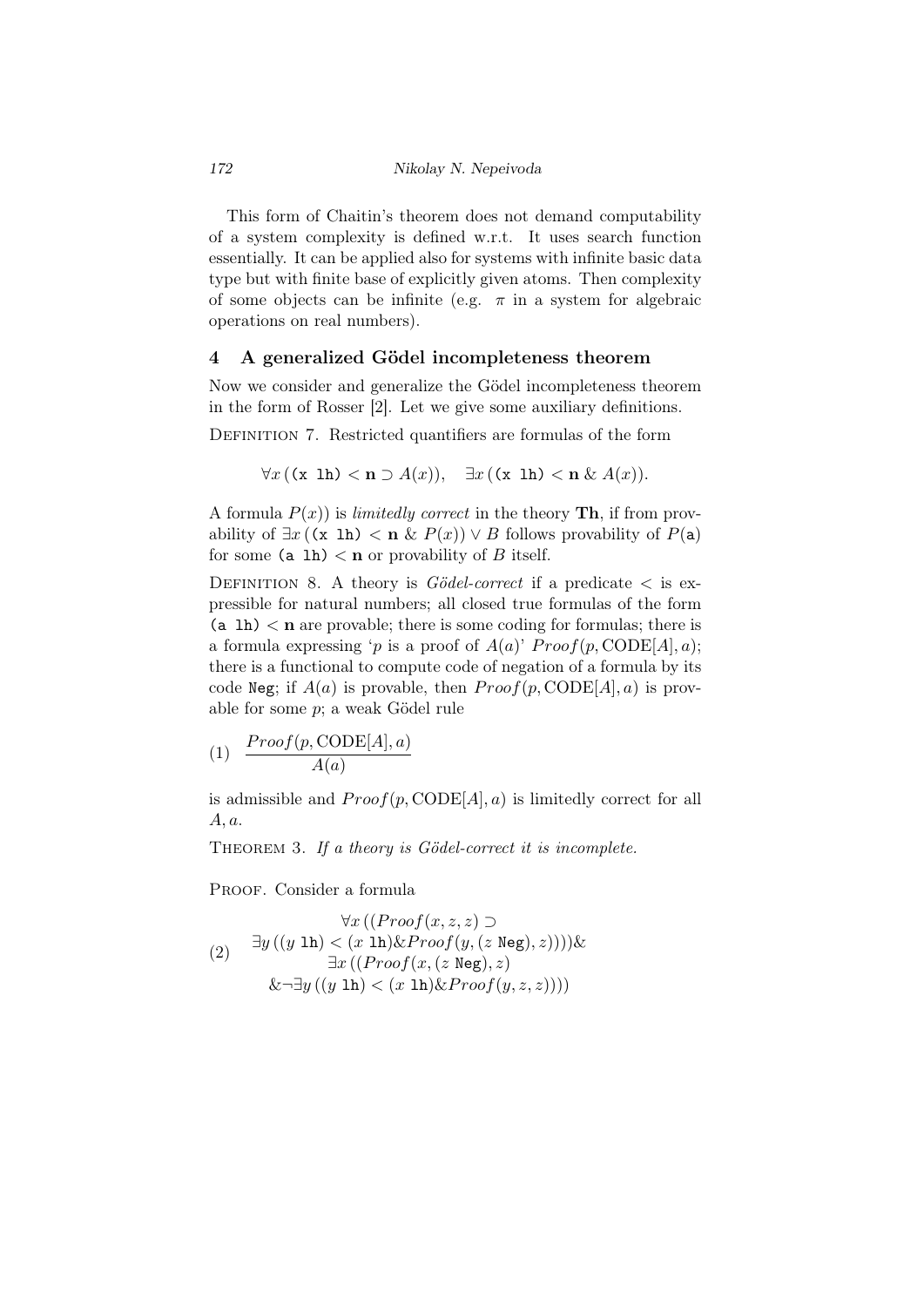This form of Chaitin's theorem does not demand computability of a system complexity is defined w.r.t. It uses search function essentially. It can be applied also for systems with infinite basic data type but with finite base of explicitly given atoms. Then complexity of some objects can be infinite (e.g. $\pi$ in a system for algebraic operations on real numbers).

## 4 A generalized Gödel incompleteness theorem

Now we consider and generalize the Gödel incompleteness theorem in the form of Rosser [2]. Let we give some auxiliary definitions.

Definition 7. Restricted quantifiers are formulas of the form

$$\forall x\,((\mathtt{x\ lh}) < \mathbf{n} \supset A(x)), \quad \exists x\,((\mathtt{x\ lh}) < \mathbf{n}\ \&\ A(x)).$$

A formula $P(x))$ is *limitedly correct* in the theory **Th**, if from provability of $\exists x\,((\mathtt{x\ lh}) < \mathbf{n}\ \&\ P(x)) \vee B$ follows provability of $P(\mathtt{a})$ for some $(\mathtt{a\ lh}) < \mathbf{n}$ or provability of $B$ itself.

Definition 8. A theory is *Gödel-correct* if a predicate $<$ is expressible for natural numbers; all closed true formulas of the form $(\mathtt{a\ lh}) < \mathbf{n}$ are provable; there is some coding for formulas; there is a formula expressing '$p$ is a proof of $A(a)$' $Proof(p, \mathrm{CODE}[A], a)$; there is a functional to compute code of negation of a formula by its code Neg; if $A(a)$ is provable, then $Proof(p, \mathrm{CODE}[A], a)$ is provable for some $p$; a weak Gödel rule

$$(1)\quad \frac{Proof(p, \mathrm{CODE}[A], a)}{A(a)}$$

is admissible and $Proof(p, \mathrm{CODE}[A], a)$ is limitedly correct for all $A, a$.

Theorem 3. *If a theory is Gödel-correct it is incomplete.*

Proof. Consider a formula

$$(2)\quad \begin{array}{c} \forall x\,((Proof(x,z,z) \supset \\ \exists y\,((y\ \mathtt{lh}) < (x\ \mathtt{lh}) \& Proof(y,(z\ \mathtt{Neg}),z))))\& \\ \exists x\,((Proof(x,(z\ \mathtt{Neg}),z) \\ \&\neg\exists y\,((y\ \mathtt{lh}) < (x\ \mathtt{lh}) \& Proof(y,z,z)))) \end{array}$$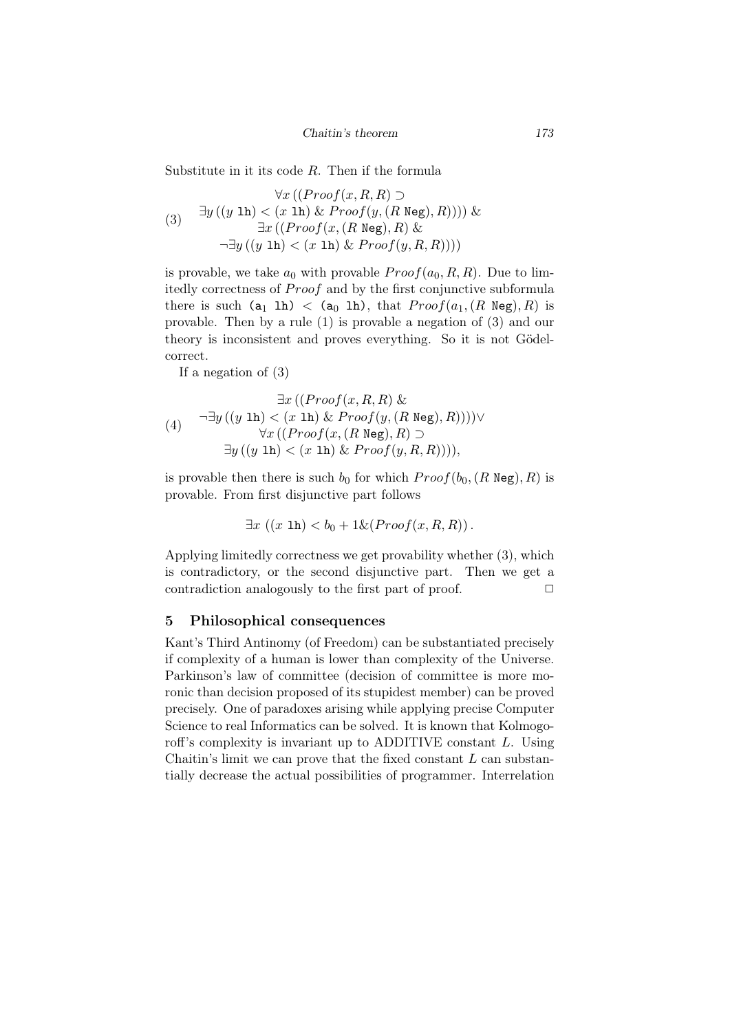Substitute in it its code $R$. Then if the formula

$$
(3) \quad \begin{array}{c} \forall x\,((Proof(x,R,R) \supset \\ \exists y\,((y\ \texttt{lh}) < (x\ \texttt{lh})\ \&\ Proof(y,(R\ \texttt{Neg}),R))))\ \& \\ \exists x\,((Proof(x,(R\ \texttt{Neg}),R)\ \& \\ \neg\exists y\,((y\ \texttt{lh}) < (x\ \texttt{lh})\ \&\ Proof(y,R,R)))) \end{array}
$$

is provable, we take $a_0$ with provable $Proof(a_0,R,R)$. Due to limitedly correctness of $Proof$ and by the first conjunctive subformula there is such $(\texttt{a}_1\ \texttt{lh}) < (\texttt{a}_0\ \texttt{lh})$, that $Proof(a_1,(R\ \texttt{Neg}),R)$ is provable. Then by a rule (1) is provable a negation of (3) and our theory is inconsistent and proves everything. So it is not Gödel-correct.

If a negation of (3)

$$
(4) \quad \begin{array}{c} \exists x\,((Proof(x,R,R)\ \& \\ \neg\exists y\,((y\ \texttt{lh}) < (x\ \texttt{lh})\ \&\ Proof(y,(R\ \texttt{Neg}),R))))\vee \\ \forall x\,((Proof(x,(R\ \texttt{Neg}),R) \supset \\ \exists y\,((y\ \texttt{lh}) < (x\ \texttt{lh})\ \&\ Proof(y,R,R)))), \end{array}
$$

is provable then there is such $b_0$ for which $Proof(b_0,(R\ \texttt{Neg}),R)$ is provable. From first disjunctive part follows

$$
\exists x\ ((x\ \texttt{lh}) < b_0 + 1\&(Proof(x,R,R))\,.
$$

Applying limitedly correctness we get provability whether (3), which is contradictory, or the second disjunctive part. Then we get a contradiction analogously to the first part of proof. □

## 5 Philosophical consequences

Kant's Third Antinomy (of Freedom) can be substantiated precisely if complexity of a human is lower than complexity of the Universe. Parkinson's law of committee (decision of committee is more moronic than decision proposed of its stupidest member) can be proved precisely. One of paradoxes arising while applying precise Computer Science to real Informatics can be solved. It is known that Kolmogoroff's complexity is invariant up to ADDITIVE constant $L$. Using Chaitin's limit we can prove that the fixed constant $L$ can substantially decrease the actual possibilities of programmer. Interrelation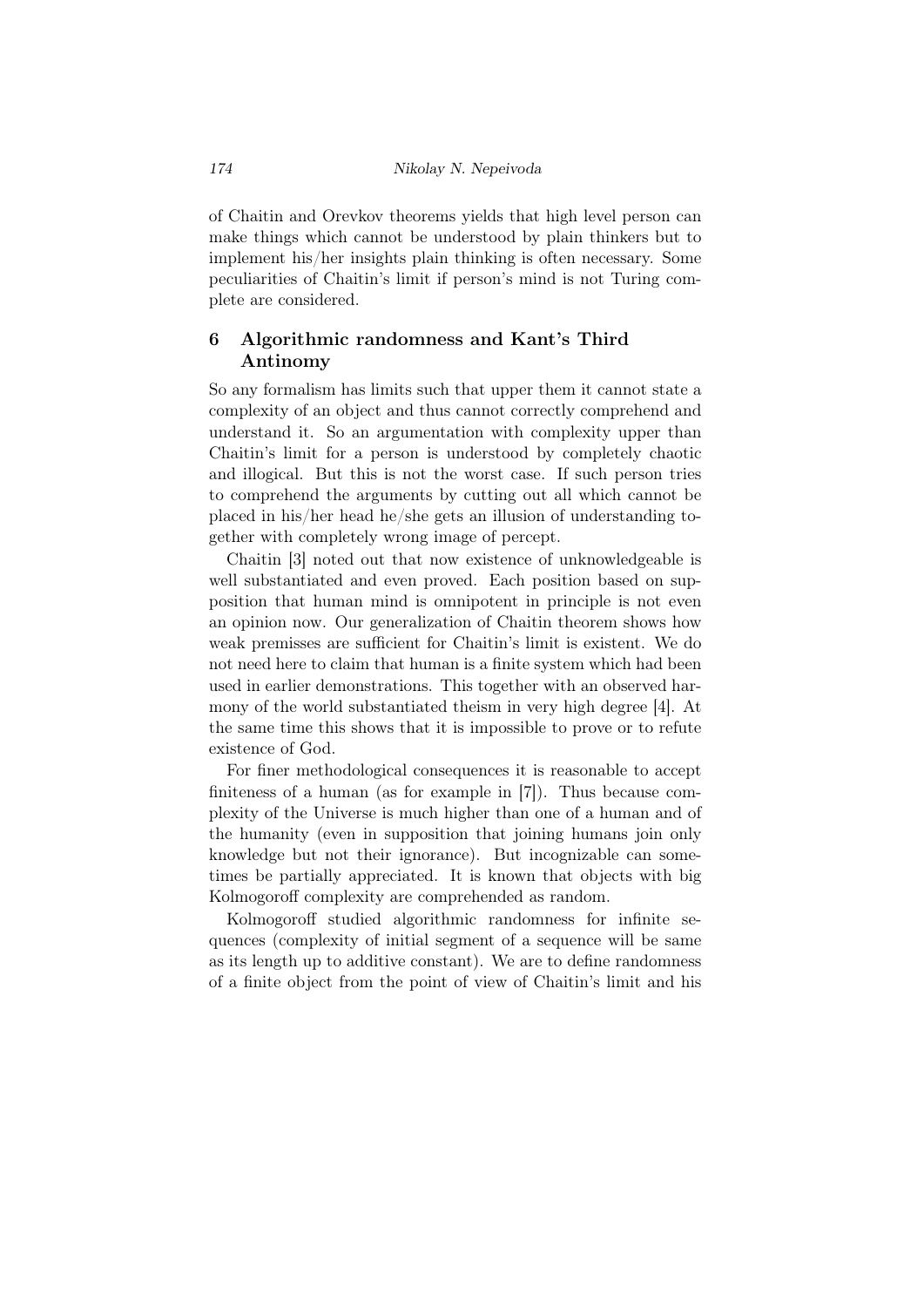of Chaitin and Orevkov theorems yields that high level person can make things which cannot be understood by plain thinkers but to implement his/her insights plain thinking is often necessary. Some peculiarities of Chaitin's limit if person's mind is not Turing complete are considered.

## 6 Algorithmic randomness and Kant's Third Antinomy

So any formalism has limits such that upper them it cannot state a complexity of an object and thus cannot correctly comprehend and understand it. So an argumentation with complexity upper than Chaitin's limit for a person is understood by completely chaotic and illogical. But this is not the worst case. If such person tries to comprehend the arguments by cutting out all which cannot be placed in his/her head he/she gets an illusion of understanding together with completely wrong image of percept.

Chaitin [3] noted out that now existence of unknowledgeable is well substantiated and even proved. Each position based on supposition that human mind is omnipotent in principle is not even an opinion now. Our generalization of Chaitin theorem shows how weak premisses are sufficient for Chaitin's limit is existent. We do not need here to claim that human is a finite system which had been used in earlier demonstrations. This together with an observed harmony of the world substantiated theism in very high degree [4]. At the same time this shows that it is impossible to prove or to refute existence of God.

For finer methodological consequences it is reasonable to accept finiteness of a human (as for example in [7]). Thus because complexity of the Universe is much higher than one of a human and of the humanity (even in supposition that joining humans join only knowledge but not their ignorance). But incognizable can sometimes be partially appreciated. It is known that objects with big Kolmogoroff complexity are comprehended as random.

Kolmogoroff studied algorithmic randomness for infinite sequences (complexity of initial segment of a sequence will be same as its length up to additive constant). We are to define randomness of a finite object from the point of view of Chaitin's limit and his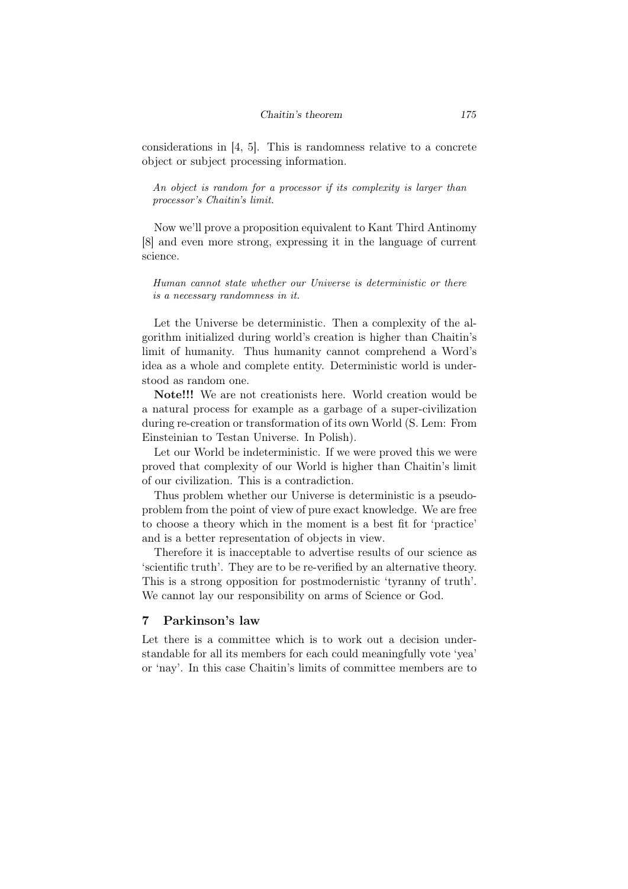considerations in [4, 5]. This is randomness relative to a concrete object or subject processing information.

*An object is random for a processor if its complexity is larger than processor's Chaitin's limit.*

Now we'll prove a proposition equivalent to Kant Third Antinomy [8] and even more strong, expressing it in the language of current science.

*Human cannot state whether our Universe is deterministic or there is a necessary randomness in it.*

Let the Universe be deterministic. Then a complexity of the algorithm initialized during world's creation is higher than Chaitin's limit of humanity. Thus humanity cannot comprehend a Word's idea as a whole and complete entity. Deterministic world is understood as random one.

**Note!!!** We are not creationists here. World creation would be a natural process for example as a garbage of a super-civilization during re-creation or transformation of its own World (S. Lem: From Einsteinian to Testan Universe. In Polish).

Let our World be indeterministic. If we were proved this we were proved that complexity of our World is higher than Chaitin's limit of our civilization. This is a contradiction.

Thus problem whether our Universe is deterministic is a pseudo-problem from the point of view of pure exact knowledge. We are free to choose a theory which in the moment is a best fit for 'practice' and is a better representation of objects in view.

Therefore it is inacceptable to advertise results of our science as 'scientific truth'. They are to be re-verified by an alternative theory. This is a strong opposition for postmodernistic 'tyranny of truth'. We cannot lay our responsibility on arms of Science or God.

## 7 Parkinson's law

Let there is a committee which is to work out a decision understandable for all its members for each could meaningfully vote 'yea' or 'nay'. In this case Chaitin's limits of committee members are to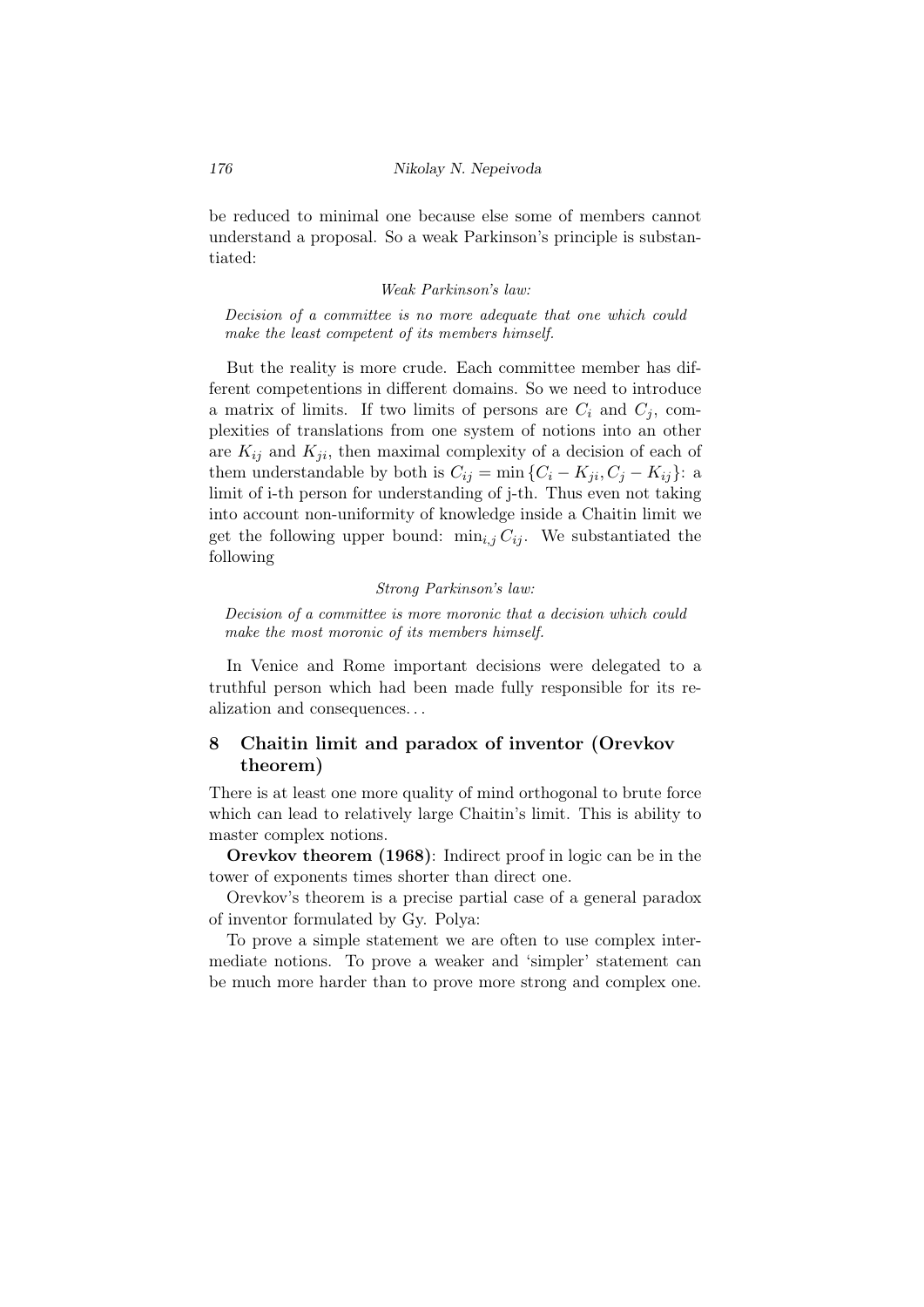be reduced to minimal one because else some of members cannot understand a proposal. So a weak Parkinson's principle is substantiated:

*Weak Parkinson's law:*

*Decision of a committee is no more adequate that one which could make the least competent of its members himself.*

But the reality is more crude. Each committee member has different competentions in different domains. So we need to introduce a matrix of limits. If two limits of persons are $C_i$ and $C_j$, complexities of translations from one system of notions into an other are $K_{ij}$ and $K_{ji}$, then maximal complexity of a decision of each of them understandable by both is $C_{ij} = \min\{C_i - K_{ji}, C_j - K_{ij}\}$: a limit of i-th person for understanding of j-th. Thus even not taking into account non-uniformity of knowledge inside a Chaitin limit we get the following upper bound: $\min_{i,j} C_{ij}$. We substantiated the following

*Strong Parkinson's law:*

*Decision of a committee is more moronic that a decision which could make the most moronic of its members himself.*

In Venice and Rome important decisions were delegated to a truthful person which had been made fully responsible for its realization and consequences...

## 8 Chaitin limit and paradox of inventor (Orevkov theorem)

There is at least one more quality of mind orthogonal to brute force which can lead to relatively large Chaitin's limit. This is ability to master complex notions.

**Orevkov theorem (1968)**: Indirect proof in logic can be in the tower of exponents times shorter than direct one.

Orevkov's theorem is a precise partial case of a general paradox of inventor formulated by Gy. Polya:

To prove a simple statement we are often to use complex intermediate notions. To prove a weaker and 'simpler' statement can be much more harder than to prove more strong and complex one.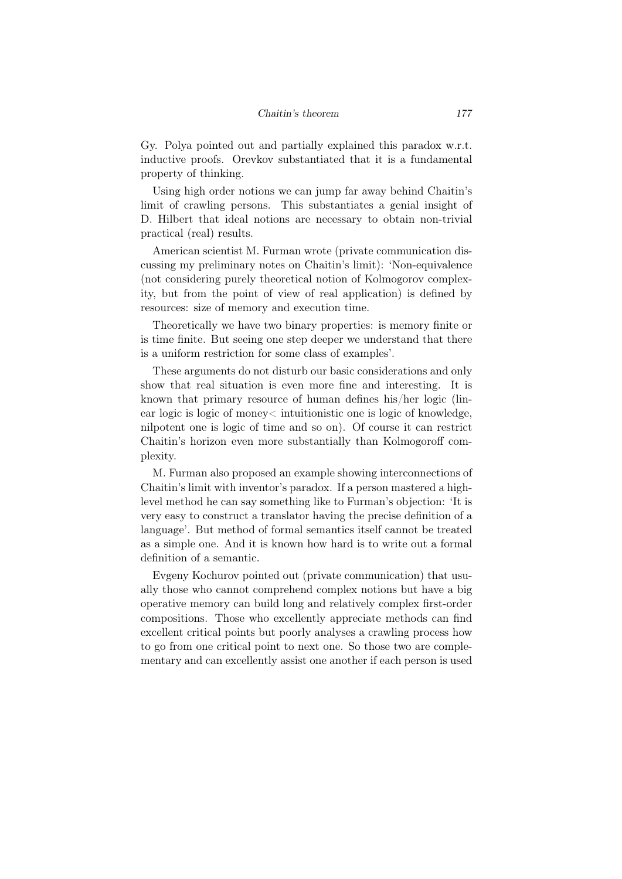Gy. Polya pointed out and partially explained this paradox w.r.t. inductive proofs. Orevkov substantiated that it is a fundamental property of thinking.

Using high order notions we can jump far away behind Chaitin's limit of crawling persons. This substantiates a genial insight of D. Hilbert that ideal notions are necessary to obtain non-trivial practical (real) results.

American scientist M. Furman wrote (private communication discussing my preliminary notes on Chaitin's limit): 'Non-equivalence (not considering purely theoretical notion of Kolmogorov complexity, but from the point of view of real application) is defined by resources: size of memory and execution time.

Theoretically we have two binary properties: is memory finite or is time finite. But seeing one step deeper we understand that there is a uniform restriction for some class of examples'.

These arguments do not disturb our basic considerations and only show that real situation is even more fine and interesting. It is known that primary resource of human defines his/her logic (linear logic is logic of money< intuitionistic one is logic of knowledge, nilpotent one is logic of time and so on). Of course it can restrict Chaitin's horizon even more substantially than Kolmogoroff complexity.

M. Furman also proposed an example showing interconnections of Chaitin's limit with inventor's paradox. If a person mastered a high-level method he can say something like to Furman's objection: 'It is very easy to construct a translator having the precise definition of a language'. But method of formal semantics itself cannot be treated as a simple one. And it is known how hard is to write out a formal definition of a semantic.

Evgeny Kochurov pointed out (private communication) that usually those who cannot comprehend complex notions but have a big operative memory can build long and relatively complex first-order compositions. Those who excellently appreciate methods can find excellent critical points but poorly analyses a crawling process how to go from one critical point to next one. So those two are complementary and can excellently assist one another if each person is used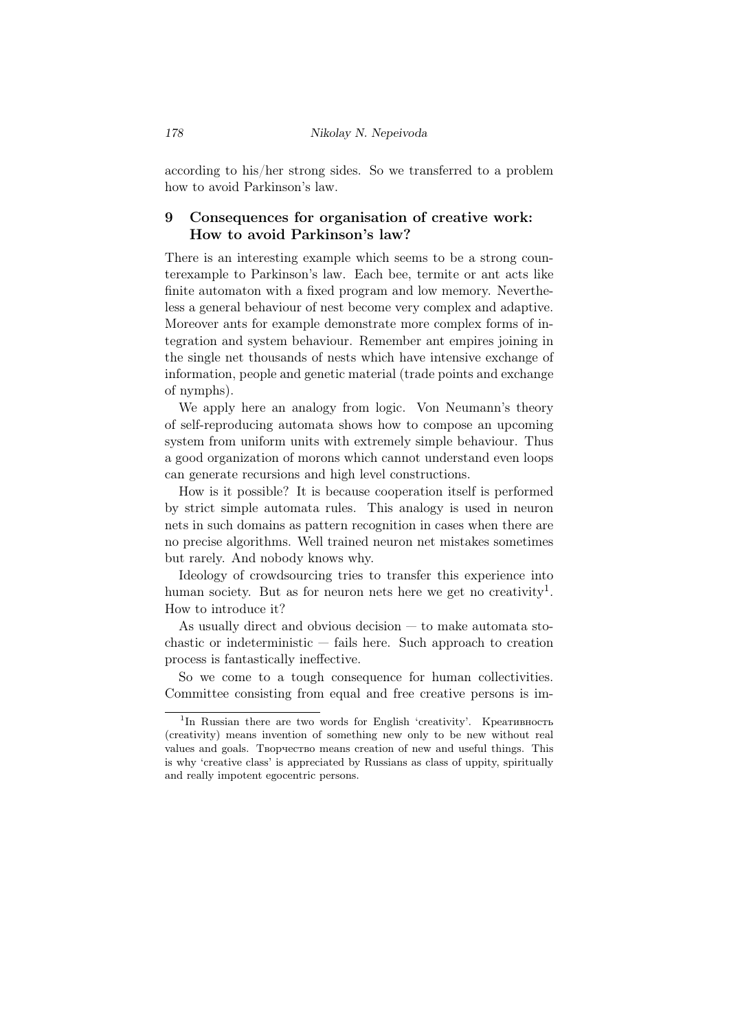according to his/her strong sides. So we transferred to a problem how to avoid Parkinson's law.

## 9 Consequences for organisation of creative work: How to avoid Parkinson's law?

There is an interesting example which seems to be a strong counterexample to Parkinson's law. Each bee, termite or ant acts like finite automaton with a fixed program and low memory. Nevertheless a general behaviour of nest become very complex and adaptive. Moreover ants for example demonstrate more complex forms of integration and system behaviour. Remember ant empires joining in the single net thousands of nests which have intensive exchange of information, people and genetic material (trade points and exchange of nymphs).

We apply here an analogy from logic. Von Neumann's theory of self-reproducing automata shows how to compose an upcoming system from uniform units with extremely simple behaviour. Thus a good organization of morons which cannot understand even loops can generate recursions and high level constructions.

How is it possible? It is because cooperation itself is performed by strict simple automata rules. This analogy is used in neuron nets in such domains as pattern recognition in cases when there are no precise algorithms. Well trained neuron net mistakes sometimes but rarely. And nobody knows why.

Ideology of crowdsourcing tries to transfer this experience into human society. But as for neuron nets here we get no creativity[1]. How to introduce it?

As usually direct and obvious decision — to make automata stochastic or indeterministic — fails here. Such approach to creation process is fantastically ineffective.

So we come to a tough consequence for human collectivities. Committee consisting from equal and free creative persons is im-

[1] In Russian there are two words for English 'creativity'. Креативность (creativity) means invention of something new only to be new without real values and goals. Творчество means creation of new and useful things. This is why 'creative class' is appreciated by Russians as class of uppity, spiritually and really impotent egocentric persons.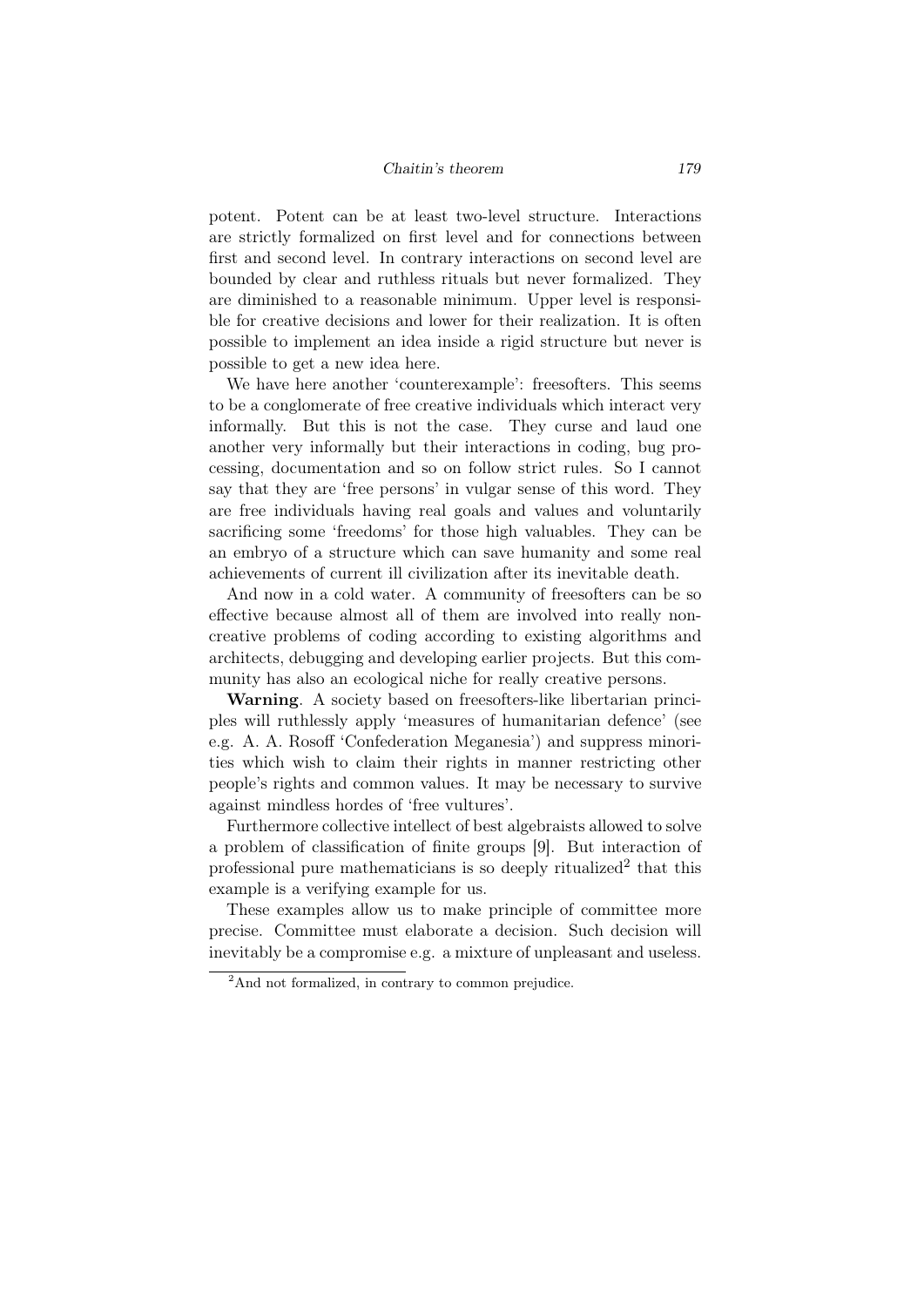potent. Potent can be at least two-level structure. Interactions are strictly formalized on first level and for connections between first and second level. In contrary interactions on second level are bounded by clear and ruthless rituals but never formalized. They are diminished to a reasonable minimum. Upper level is responsible for creative decisions and lower for their realization. It is often possible to implement an idea inside a rigid structure but never is possible to get a new idea here.

We have here another 'counterexample': freesofters. This seems to be a conglomerate of free creative individuals which interact very informally. But this is not the case. They curse and laud one another very informally but their interactions in coding, bug processing, documentation and so on follow strict rules. So I cannot say that they are 'free persons' in vulgar sense of this word. They are free individuals having real goals and values and voluntarily sacrificing some 'freedoms' for those high valuables. They can be an embryo of a structure which can save humanity and some real achievements of current ill civilization after its inevitable death.

And now in a cold water. A community of freesofters can be so effective because almost all of them are involved into really non-creative problems of coding according to existing algorithms and architects, debugging and developing earlier projects. But this community has also an ecological niche for really creative persons.

**Warning**. A society based on freesofters-like libertarian principles will ruthlessly apply 'measures of humanitarian defence' (see e.g. A. A. Rosoff 'Confederation Meganesia') and suppress minorities which wish to claim their rights in manner restricting other people's rights and common values. It may be necessary to survive against mindless hordes of 'free vultures'.

Furthermore collective intellect of best algebraists allowed to solve a problem of classification of finite groups [9]. But interaction of professional pure mathematicians is so deeply ritualized[2] that this example is a verifying example for us.

These examples allow us to make principle of committee more precise. Committee must elaborate a decision. Such decision will inevitably be a compromise e.g. a mixture of unpleasant and useless.

[2] And not formalized, in contrary to common prejudice.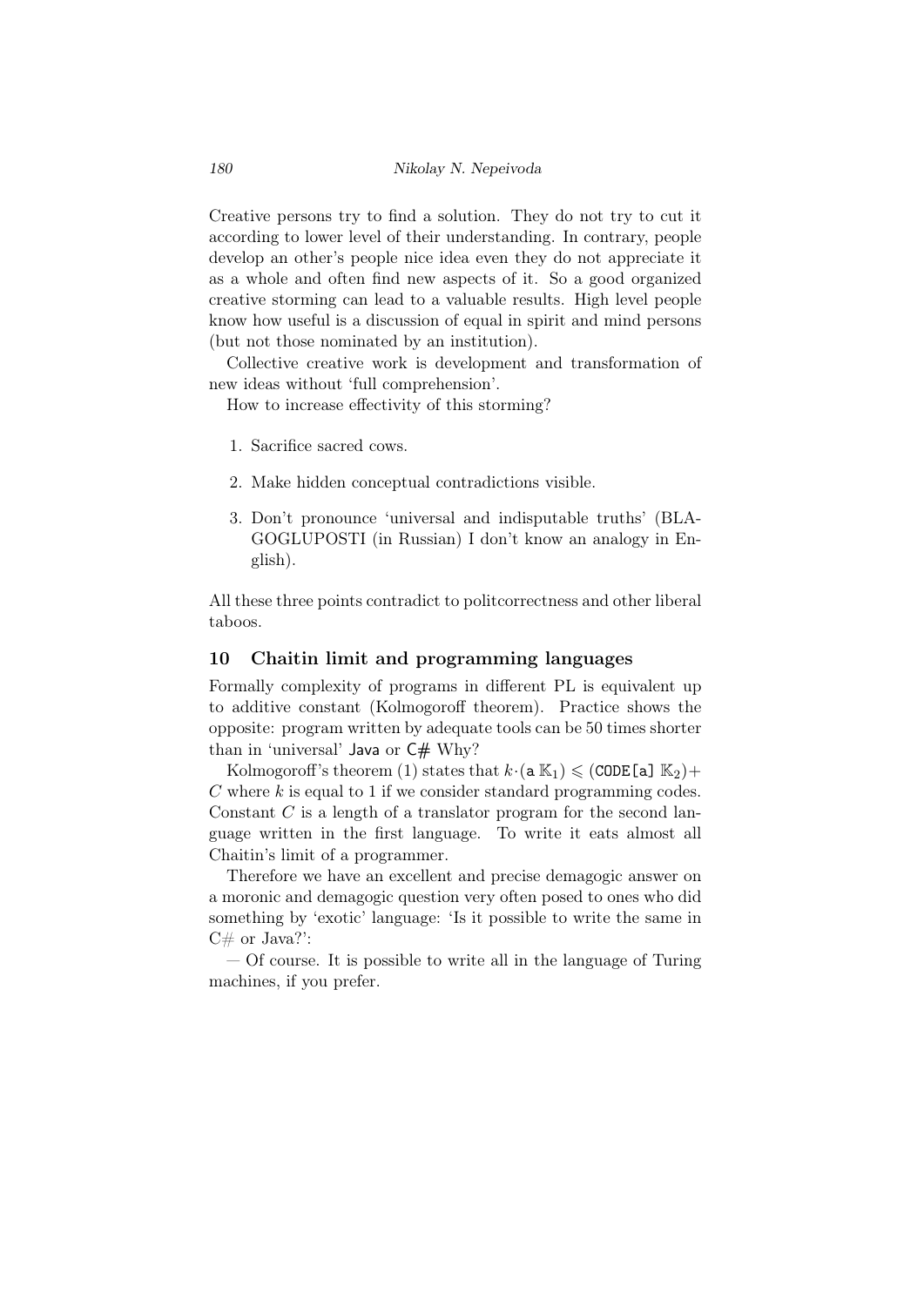Creative persons try to find a solution. They do not try to cut it according to lower level of their understanding. In contrary, people develop an other's people nice idea even they do not appreciate it as a whole and often find new aspects of it. So a good organized creative storming can lead to a valuable results. High level people know how useful is a discussion of equal in spirit and mind persons (but not those nominated by an institution).

Collective creative work is development and transformation of new ideas without 'full comprehension'.

How to increase effectivity of this storming?

1. Sacrifice sacred cows.
2. Make hidden conceptual contradictions visible.
3. Don't pronounce 'universal and indisputable truths' (BLAGOGLUPOSTI (in Russian) I don't know an analogy in English).

All these three points contradict to politcorrectness and other liberal taboos.

## 10 Chaitin limit and programming languages

Formally complexity of programs in different PL is equivalent up to additive constant (Kolmogoroff theorem). Practice shows the opposite: program written by adequate tools can be 50 times shorter than in 'universal' Java or C# Why?

Kolmogoroff's theorem (1) states that $k \cdot (\mathtt{a}\ \mathbb{K}_1) \leqslant (\mathtt{CODE[a]}\ \mathbb{K}_2) + C$ where $k$ is equal to 1 if we consider standard programming codes. Constant $C$ is a length of a translator program for the second language written in the first language. To write it eats almost all Chaitin's limit of a programmer.

Therefore we have an excellent and precise demagogic answer on a moronic and demagogic question very often posed to ones who did something by 'exotic' language: 'Is it possible to write the same in C# or Java?':

— Of course. It is possible to write all in the language of Turing machines, if you prefer.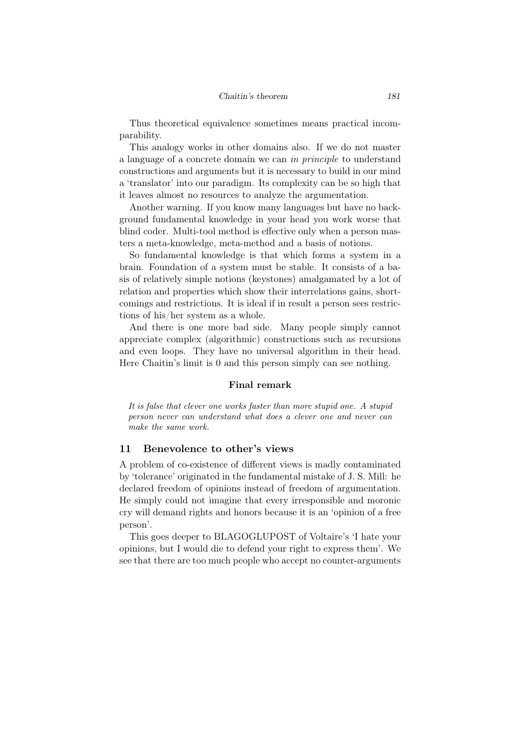Thus theoretical equivalence sometimes means practical incomparability.

This analogy works in other domains also. If we do not master a language of a concrete domain we can *in principle* to understand constructions and arguments but it is necessary to build in our mind a 'translator' into our paradigm. Its complexity can be so high that it leaves almost no resources to analyze the argumentation.

Another warning. If you know many languages but have no background fundamental knowledge in your head you work worse that blind coder. Multi-tool method is effective only when a person masters a meta-knowledge, meta-method and a basis of notions.

So fundamental knowledge is that which forms a system in a brain. Foundation of a system must be stable. It consists of a basis of relatively simple notions (keystones) amalgamated by a lot of relation and properties which show their interrelations gains, shortcomings and restrictions. It is ideal if in result a person sees restrictions of his/her system as a whole.

And there is one more bad side. Many people simply cannot appreciate complex (algorithmic) constructions such as recursions and even loops. They have no universal algorithm in their head. Here Chaitin's limit is 0 and this person simply can see nothing.

**Final remark**

*It is false that clever one works faster than more stupid one. A stupid person never can understand what does a clever one and never can make the same work.*

## 11 Benevolence to other's views

A problem of co-existence of different views is madly contaminated by 'tolerance' originated in the fundamental mistake of J. S. Mill: he declared freedom of opinions instead of freedom of argumentation. He simply could not imagine that every irresponsible and moronic cry will demand rights and honors because it is an 'opinion of a free person'.

This goes deeper to BLAGOGLUPOST of Voltaire's 'I hate your opinions, but I would die to defend your right to express them'. We see that there are too much people who accept no counter-arguments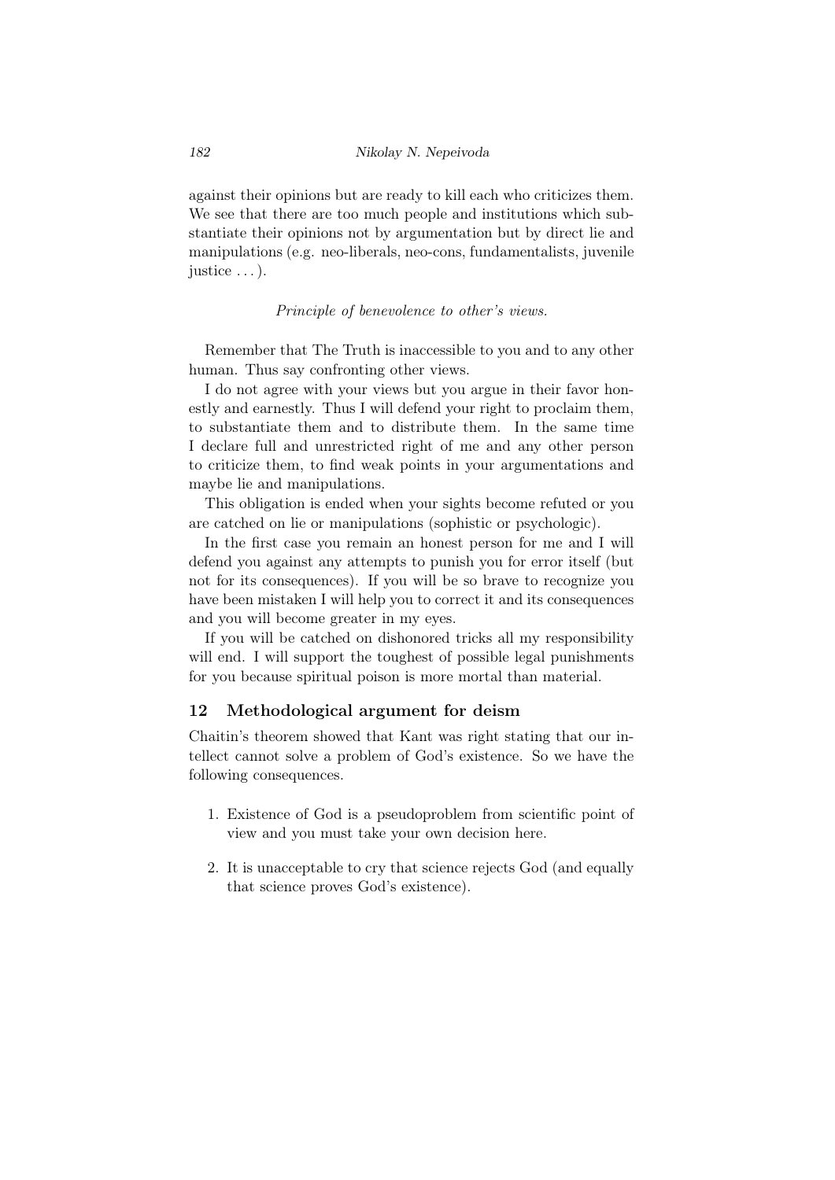against their opinions but are ready to kill each who criticizes them. We see that there are too much people and institutions which substantiate their opinions not by argumentation but by direct lie and manipulations (e.g. neo-liberals, neo-cons, fundamentalists, juvenile justice . . . ).

*Principle of benevolence to other's views.*

Remember that The Truth is inaccessible to you and to any other human. Thus say confronting other views.

I do not agree with your views but you argue in their favor honestly and earnestly. Thus I will defend your right to proclaim them, to substantiate them and to distribute them. In the same time I declare full and unrestricted right of me and any other person to criticize them, to find weak points in your argumentations and maybe lie and manipulations.

This obligation is ended when your sights become refuted or you are catched on lie or manipulations (sophistic or psychologic).

In the first case you remain an honest person for me and I will defend you against any attempts to punish you for error itself (but not for its consequences). If you will be so brave to recognize you have been mistaken I will help you to correct it and its consequences and you will become greater in my eyes.

If you will be catched on dishonored tricks all my responsibility will end. I will support the toughest of possible legal punishments for you because spiritual poison is more mortal than material.

## 12 Methodological argument for deism

Chaitin's theorem showed that Kant was right stating that our intellect cannot solve a problem of God's existence. So we have the following consequences.

1. Existence of God is a pseudoproblem from scientific point of view and you must take your own decision here.
2. It is unacceptable to cry that science rejects God (and equally that science proves God's existence).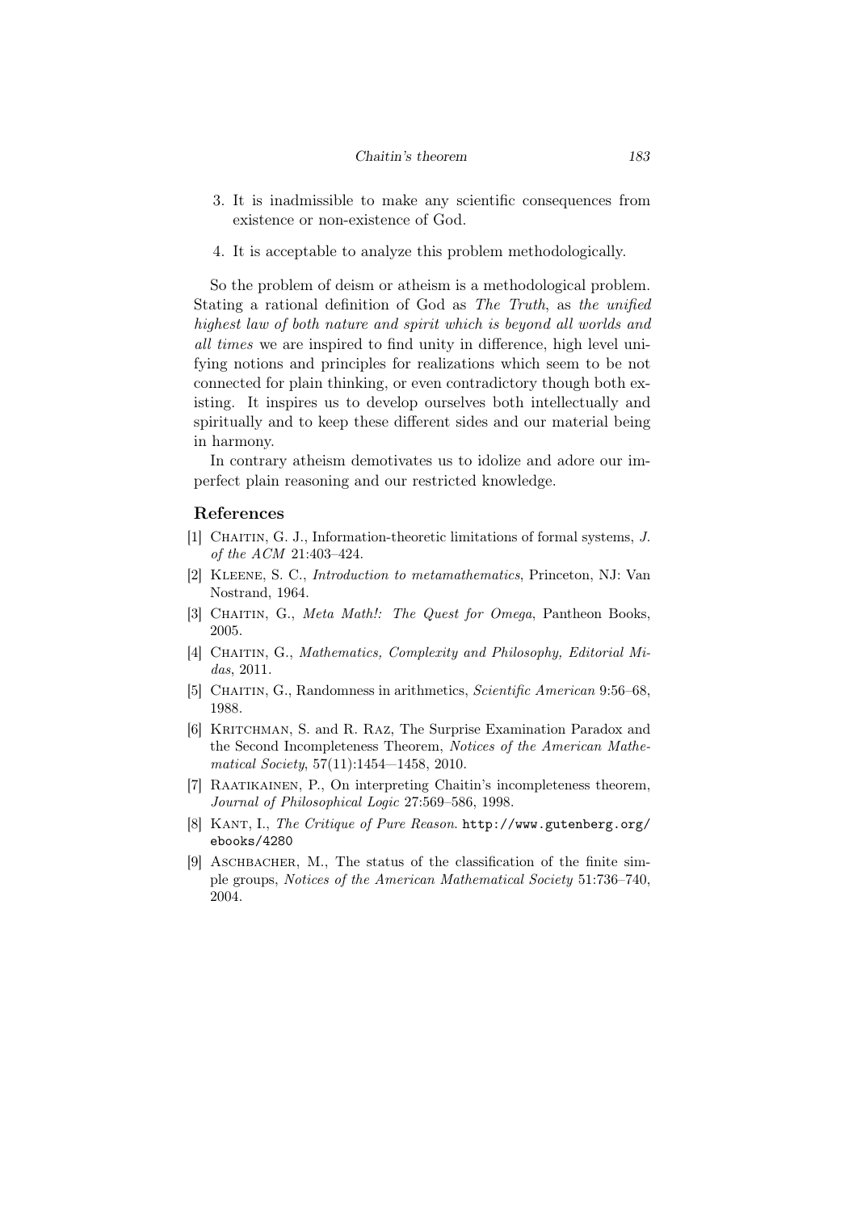3. It is inadmissible to make any scientific consequences from existence or non-existence of God.
4. It is acceptable to analyze this problem methodologically.

So the problem of deism or atheism is a methodological problem. Stating a rational definition of God as *The Truth*, as *the unified highest law of both nature and spirit which is beyond all worlds and all times* we are inspired to find unity in difference, high level unifying notions and principles for realizations which seem to be not connected for plain thinking, or even contradictory though both existing. It inspires us to develop ourselves both intellectually and spiritually and to keep these different sides and our material being in harmony.

In contrary atheism demotivates us to idolize and adore our imperfect plain reasoning and our restricted knowledge.

## References

[1] Chaitin, G. J., Information-theoretic limitations of formal systems, *J. of the ACM* 21:403–424.

[2] Kleene, S. C., *Introduction to metamathematics*, Princeton, NJ: Van Nostrand, 1964.

[3] Chaitin, G., *Meta Math!: The Quest for Omega*, Pantheon Books, 2005.

[4] Chaitin, G., *Mathematics, Complexity and Philosophy, Editorial Midas*, 2011.

[5] Chaitin, G., Randomness in arithmetics, *Scientific American* 9:56–68, 1988.

[6] Kritchman, S. and R. Raz, The Surprise Examination Paradox and the Second Incompleteness Theorem, *Notices of the American Mathematical Society*, 57(11):1454—1458, 2010.

[7] Raatikainen, P., On interpreting Chaitin's incompleteness theorem, *Journal of Philosophical Logic* 27:569–586, 1998.

[8] Kant, I., *The Critique of Pure Reason*. http://www.gutenberg.org/ebooks/4280

[9] Aschbacher, M., The status of the classification of the finite simple groups, *Notices of the American Mathematical Society* 51:736–740, 2004.